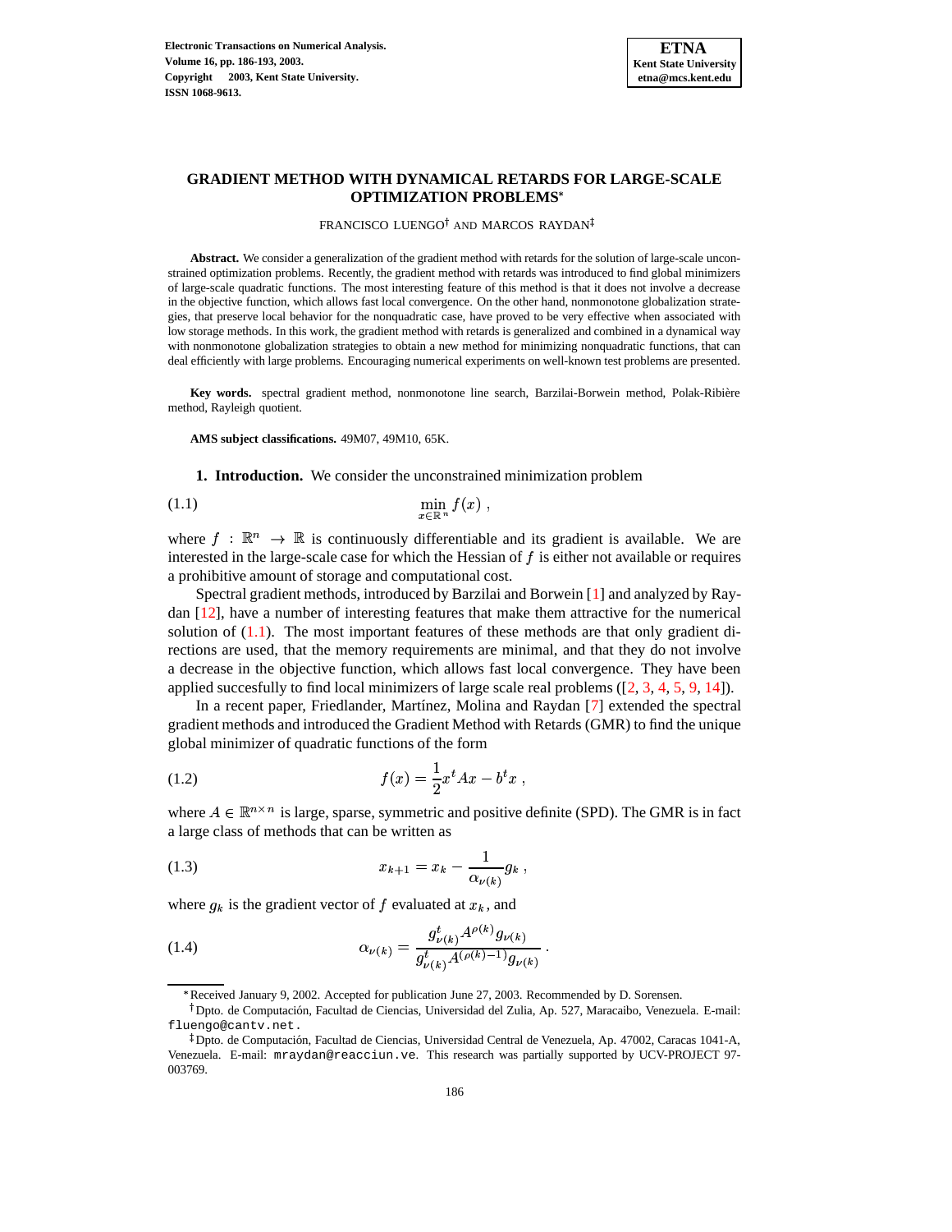# GRADIENT METHOD WITH DYNAMICAL RETARDS FOR LARGE-SCALE OPTIMIZATION PROBLEMS*

FRANCISCO LUENGO† AND MARCOS RAYDAN‡

**Abstract.** We consider a generalization of the gradient method with retards for the solution of large-scale unconstrained optimization problems. Recently, the gradient method with retards was introduced to find global minimizers of large-scale quadratic functions. The most interesting feature of this method is that it does not involve a decrease in the objective function, which allows fast local convergence. On the other hand, nonmonotone globalization strategies, that preserve local behavior for the nonquadratic case, have proved to be very effective when associated with low storage methods. In this work, the gradient method with retards is generalized and combined in a dynamical way with nonmonotone globalization strategies to obtain a new method for minimizing nonquadratic functions, that can deal efficiently with large problems. Encouraging numerical experiments on well-known test problems are presented.

**Key words.** spectral gradient method, nonmonotone line search, Barzilai-Borwein method, Polak-Ribière method, Rayleigh quotient.

**AMS subject classifications.** 49M07, 49M10, 65K.

## 1. Introduction.

We consider the unconstrained minimization problem

$$\min_{x \in \mathbb{R}^n} f(x) \ , \tag{1.1}$$

where $f : \mathbb{R}^n \to \mathbb{R}$ is continuously differentiable and its gradient is available. We are interested in the large-scale case for which the Hessian of $f$ is either not available or requires a prohibitive amount of storage and computational cost.

Spectral gradient methods, introduced by Barzilai and Borwein [1] and analyzed by Raydan [12], have a number of interesting features that make them attractive for the numerical solution of (1.1). The most important features of these methods are that only gradient directions are used, that the memory requirements are minimal, and that they do not involve a decrease in the objective function, which allows fast local convergence. They have been applied succesfully to find local minimizers of large scale real problems ([2, 3, 4, 5, 9, 14]).

In a recent paper, Friedlander, Martínez, Molina and Raydan [7] extended the spectral gradient methods and introduced the Gradient Method with Retards (GMR) to find the unique global minimizer of quadratic functions of the form

$$f(x) = \frac{1}{2} x^t A x - b^t x \ , \tag{1.2}$$

where $A \in \mathbb{R}^{n \times n}$ is large, sparse, symmetric and positive definite (SPD). The GMR is in fact a large class of methods that can be written as

$$x_{k+1} = x_k - \frac{1}{\alpha_{\nu(k)}} g_k \ , \tag{1.3}$$

where $g_k$ is the gradient vector of $f$ evaluated at $x_k$, and

$$\alpha_{\nu(k)} = \frac{g^t_{\nu(k)} A^{\rho(k)} g_{\nu(k)}}{g^t_{\nu(k)} A^{(\rho(k)-1)} g_{\nu(k)}} \ . \tag{1.4}$$

---

*Received January 9, 2002. Accepted for publication June 27, 2003. Recommended by D. Sorensen.

†Dpto. de Computación, Facultad de Ciencias, Universidad del Zulia, Ap. 527, Maracaibo, Venezuela. E-mail: fluengo@cantv.net.

‡Dpto. de Computación, Facultad de Ciencias, Universidad Central de Venezuela, Ap. 47002, Caracas 1041-A, Venezuela. E-mail: mraydan@reacciun.ve. This research was partially supported by UCV-PROJECT 97-003769.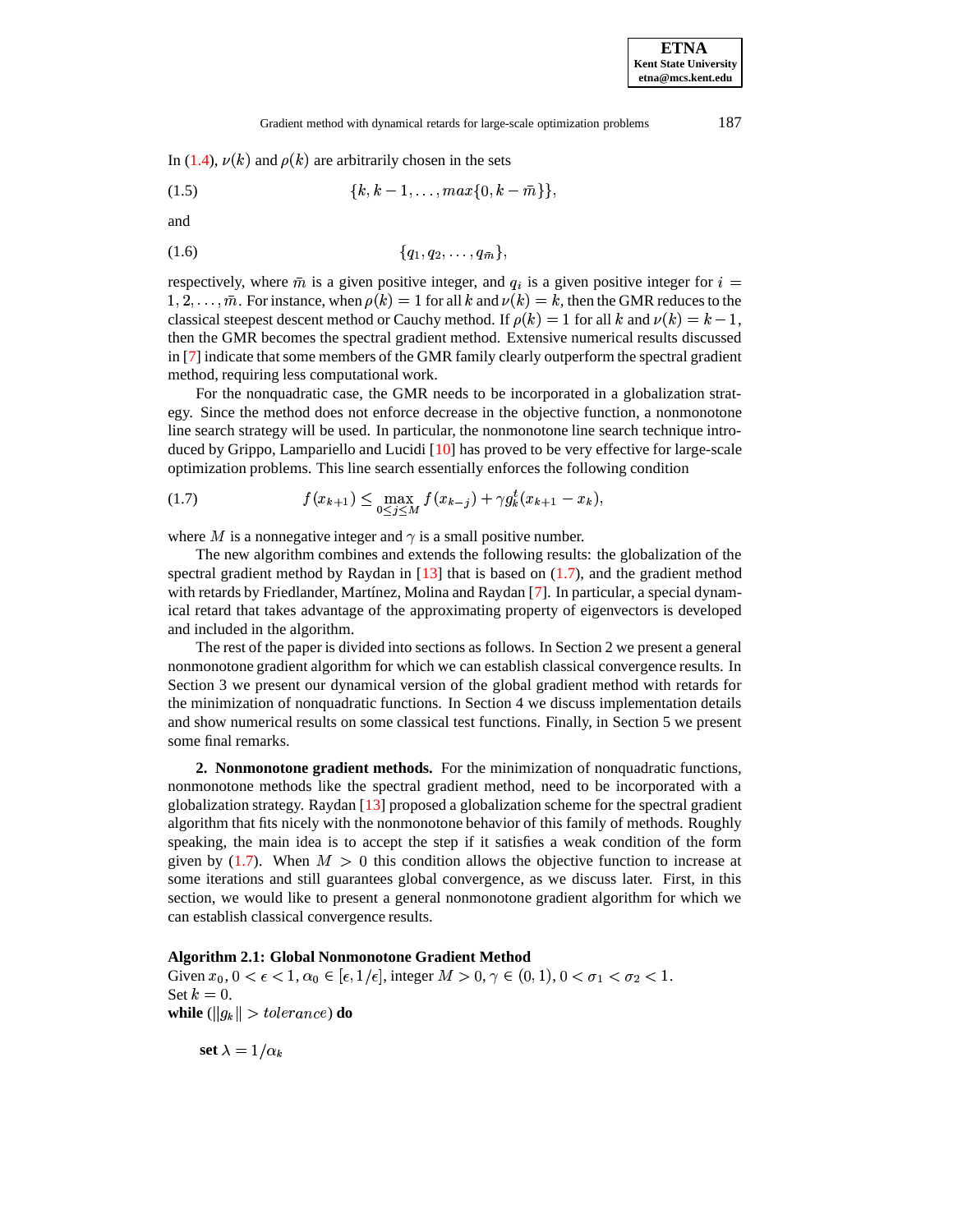In (1.4), $\nu(k)$ and $\rho(k)$ are arbitrarily chosen in the sets

$$\{k, k-1, \ldots, max\{0, k-\bar{m}\}\}, \tag{1.5}$$

and

$$\{q_1, q_2, \ldots, q_{\bar{m}}\}, \tag{1.6}$$

respectively, where $\bar{m}$ is a given positive integer, and $q_i$ is a given positive integer for $i = 1, 2, \ldots, \bar{m}$. For instance, when $\rho(k) = 1$ for all $k$ and $\nu(k) = k$, then the GMR reduces to the classical steepest descent method or Cauchy method. If $\rho(k) = 1$ for all $k$ and $\nu(k) = k-1$, then the GMR becomes the spectral gradient method. Extensive numerical results discussed in [7] indicate that some members of the GMR family clearly outperform the spectral gradient method, requiring less computational work.

For the nonquadratic case, the GMR needs to be incorporated in a globalization strategy. Since the method does not enforce decrease in the objective function, a nonmonotone line search strategy will be used. In particular, the nonmonotone line search technique introduced by Grippo, Lampariello and Lucidi [10] has proved to be very effective for large-scale optimization problems. This line search essentially enforces the following condition

$$f(x_{k+1}) \leq \max_{0 \leq j \leq M} f(x_{k-j}) + \gamma g_k^t(x_{k+1} - x_k), \tag{1.7}$$

where $M$ is a nonnegative integer and $\gamma$ is a small positive number.

The new algorithm combines and extends the following results: the globalization of the spectral gradient method by Raydan in [13] that is based on (1.7), and the gradient method with retards by Friedlander, Martínez, Molina and Raydan [7]. In particular, a special dynamical retard that takes advantage of the approximating property of eigenvectors is developed and included in the algorithm.

The rest of the paper is divided into sections as follows. In Section 2 we present a general nonmonotone gradient algorithm for which we can establish classical convergence results. In Section 3 we present our dynamical version of the global gradient method with retards for the minimization of nonquadratic functions. In Section 4 we discuss implementation details and show numerical results on some classical test functions. Finally, in Section 5 we present some final remarks.

## 2. Nonmonotone gradient methods.

For the minimization of nonquadratic functions, nonmonotone methods like the spectral gradient method, need to be incorporated with a globalization strategy. Raydan [13] proposed a globalization scheme for the spectral gradient algorithm that fits nicely with the nonmonotone behavior of this family of methods. Roughly speaking, the main idea is to accept the step if it satisfies a weak condition of the form given by (1.7). When $M > 0$ this condition allows the objective function to increase at some iterations and still guarantees global convergence, as we discuss later. First, in this section, we would like to present a general nonmonotone gradient algorithm for which we can establish classical convergence results.

**Algorithm 2.1: Global Nonmonotone Gradient Method**

Given $x_0$, $0 < \epsilon < 1$, $\alpha_0 \in [\epsilon, 1/\epsilon]$, integer $M > 0$, $\gamma \in (0, 1)$, $0 < \sigma_1 < \sigma_2 < 1$.
Set $k = 0$.
**while** ($\|g_k\| > tolerance$) **do**

**set** $\lambda = 1/\alpha_k$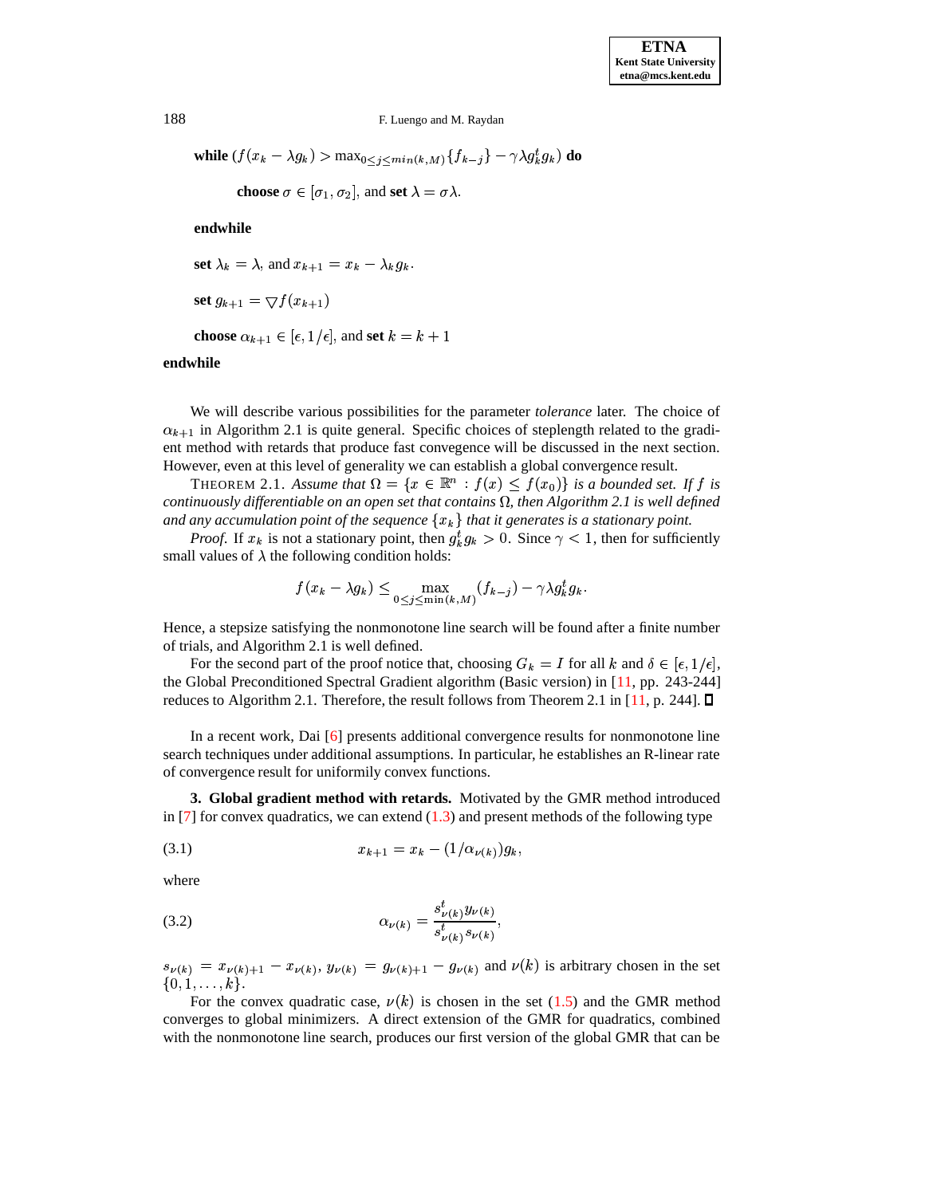**while** $(f(x_k - \lambda g_k) > \max_{0 \le j \le min(k,M)}\{f_{k-j}\} - \gamma \lambda g_k^t g_k)$ **do**

**choose** $\sigma \in [\sigma_1, \sigma_2]$, and **set** $\lambda = \sigma \lambda$.

**endwhile**

**set** $\lambda_k = \lambda$, and $x_{k+1} = x_k - \lambda_k g_k$.

**set** $g_{k+1} = \bigtriangledown f(x_{k+1})$

**choose** $\alpha_{k+1} \in [\epsilon, 1/\epsilon]$, and **set** $k = k + 1$

**endwhile**

We will describe various possibilities for the parameter *tolerance* later. The choice of $\alpha_{k+1}$ in Algorithm 2.1 is quite general. Specific choices of steplength related to the gradient method with retards that produce fast convegence will be discussed in the next section. However, even at this level of generality we can establish a global convergence result.

THEOREM 2.1. *Assume that $\Omega = \{x \in \mathbb{R}^n : f(x) \le f(x_0)\}$ is a bounded set. If $f$ is continuously differentiable on an open set that contains $\Omega$, then Algorithm 2.1 is well defined and any accumulation point of the sequence $\{x_k\}$ that it generates is a stationary point.*

*Proof.* If $x_k$ is not a stationary point, then $g_k^t g_k > 0$. Since $\gamma < 1$, then for sufficiently small values of $\lambda$ the following condition holds:

$$f(x_k - \lambda g_k) \le \max_{0 \le j \le \min(k,M)} (f_{k-j}) - \gamma \lambda g_k^t g_k.$$

Hence, a stepsize satisfying the nonmonotone line search will be found after a finite number of trials, and Algorithm 2.1 is well defined.

For the second part of the proof notice that, choosing $G_k = I$ for all $k$ and $\delta \in [\epsilon, 1/\epsilon]$, the Global Preconditioned Spectral Gradient algorithm (Basic version) in [11, pp. 243-244] reduces to Algorithm 2.1. Therefore, the result follows from Theorem 2.1 in [11, p. 244]. ☐

In a recent work, Dai [6] presents additional convergence results for nonmonotone line search techniques under additional assumptions. In particular, he establishes an R-linear rate of convergence result for uniformly convex functions.

## 3. Global gradient method with retards.

Motivated by the GMR method introduced in [7] for convex quadratics, we can extend (1.3) and present methods of the following type

$$x_{k+1} = x_k - (1/\alpha_{\nu(k)}) g_k, \tag{3.1}$$

where

$$\alpha_{\nu(k)} = \frac{s_{\nu(k)}^t y_{\nu(k)}}{s_{\nu(k)}^t s_{\nu(k)}}, \tag{3.2}$$

$s_{\nu(k)} = x_{\nu(k)+1} - x_{\nu(k)}$, $y_{\nu(k)} = g_{\nu(k)+1} - g_{\nu(k)}$ and $\nu(k)$ is arbitrary chosen in the set $\{0, 1, \ldots, k\}$.

For the convex quadratic case, $\nu(k)$ is chosen in the set (1.5) and the GMR method converges to global minimizers. A direct extension of the GMR for quadratics, combined with the nonmonotone line search, produces our first version of the global GMR that can be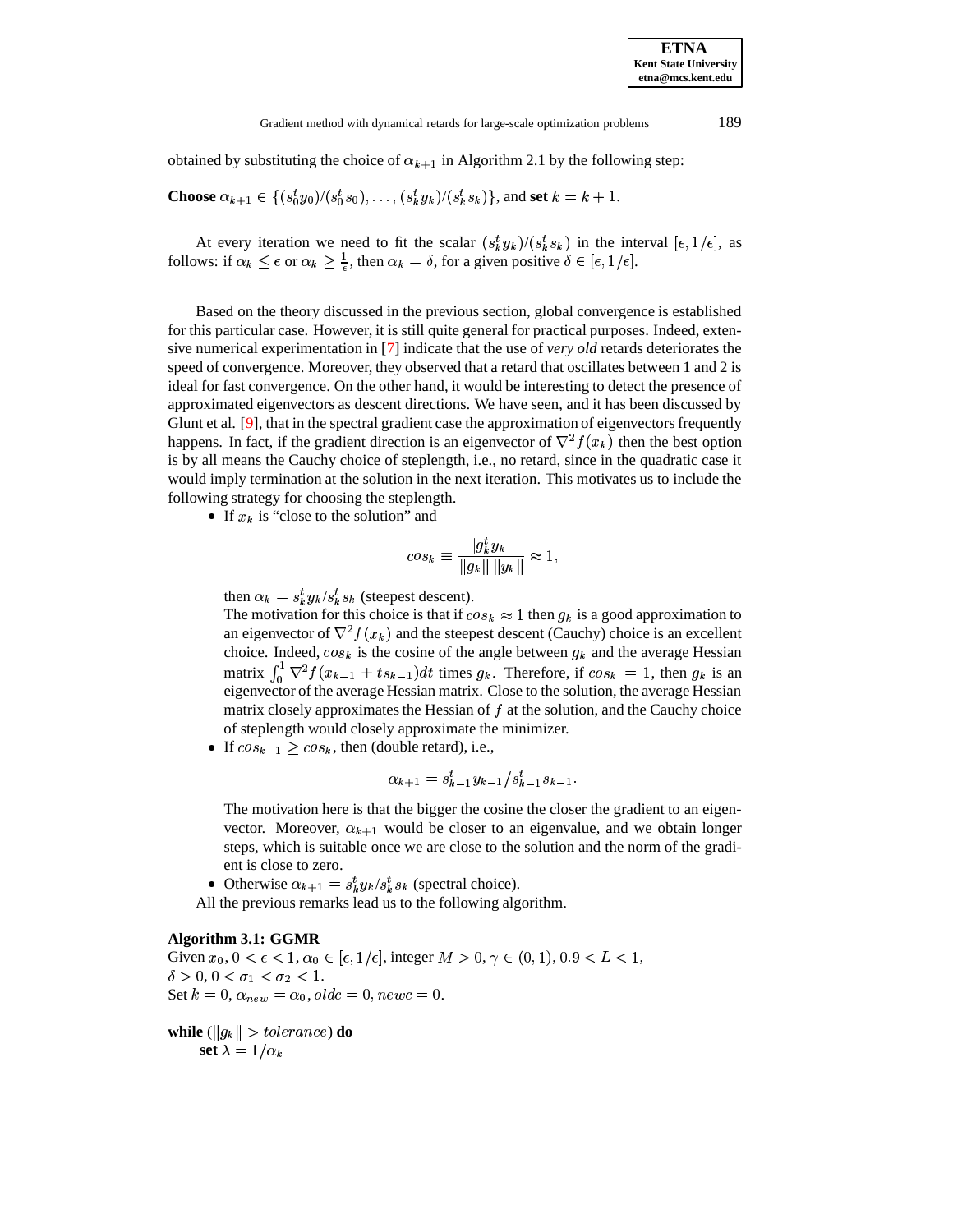obtained by substituting the choice of $\alpha_{k+1}$ in Algorithm 2.1 by the following step:

**Choose** $\alpha_{k+1} \in \{(s_0^t y_0)/(s_0^t s_0), \ldots, (s_k^t y_k)/(s_k^t s_k)\}$, and **set** $k = k + 1$.

At every iteration we need to fit the scalar $(s_k^t y_k)/(s_k^t s_k)$ in the interval $[\epsilon, 1/\epsilon]$, as follows: if $\alpha_k \leq \epsilon$ or $\alpha_k \geq \frac{1}{\epsilon}$, then $\alpha_k = \delta$, for a given positive $\delta \in [\epsilon, 1/\epsilon]$.

Based on the theory discussed in the previous section, global convergence is established for this particular case. However, it is still quite general for practical purposes. Indeed, extensive numerical experimentation in [7] indicate that the use of *very old* retards deteriorates the speed of convergence. Moreover, they observed that a retard that oscillates between 1 and 2 is ideal for fast convergence. On the other hand, it would be interesting to detect the presence of approximated eigenvectors as descent directions. We have seen, and it has been discussed by Glunt et al. [9], that in the spectral gradient case the approximation of eigenvectors frequently happens. In fact, if the gradient direction is an eigenvector of $\nabla^2 f(x_k)$ then the best option is by all means the Cauchy choice of steplength, i.e., no retard, since in the quadratic case it would imply termination at the solution in the next iteration. This motivates us to include the following strategy for choosing the steplength.

- If $x_k$ is "close to the solution" and

  $$cos_k \equiv \frac{|g_k^t y_k|}{\|g_k\| \, \|y_k\|} \approx 1,$$

  then $\alpha_k = s_k^t y_k / s_k^t s_k$ (steepest descent).
  The motivation for this choice is that if $cos_k \approx 1$ then $g_k$ is a good approximation to an eigenvector of $\nabla^2 f(x_k)$ and the steepest descent (Cauchy) choice is an excellent choice. Indeed, $cos_k$ is the cosine of the angle between $g_k$ and the average Hessian matrix $\int_0^1 \nabla^2 f(x_{k-1} + t s_{k-1}) dt$ times $g_k$. Therefore, if $cos_k = 1$, then $g_k$ is an eigenvector of the average Hessian matrix. Close to the solution, the average Hessian matrix closely approximates the Hessian of $f$ at the solution, and the Cauchy choice of steplength would closely approximate the minimizer.
- If $cos_{k-1} \geq cos_k$, then (double retard), i.e.,

  $$\alpha_{k+1} = s_{k-1}^t y_{k-1} / s_{k-1}^t s_{k-1}.$$

  The motivation here is that the bigger the cosine the closer the gradient to an eigenvector. Moreover, $\alpha_{k+1}$ would be closer to an eigenvalue, and we obtain longer steps, which is suitable once we are close to the solution and the norm of the gradient is close to zero.
- Otherwise $\alpha_{k+1} = s_k^t y_k / s_k^t s_k$ (spectral choice).

All the previous remarks lead us to the following algorithm.

**Algorithm 3.1: GGMR**
Given $x_0$, $0 < \epsilon < 1$, $\alpha_0 \in [\epsilon, 1/\epsilon]$, integer $M > 0$, $\gamma \in (0, 1)$, $0.9 < L < 1$,
$\delta > 0$, $0 < \sigma_1 < \sigma_2 < 1$.
Set $k = 0$, $\alpha_{new} = \alpha_0$, $oldc = 0$, $newc = 0$.

**while** $(\|g_k\| > tolerance)$ **do**
&nbsp;&nbsp;&nbsp;&nbsp;**set** $\lambda = 1/\alpha_k$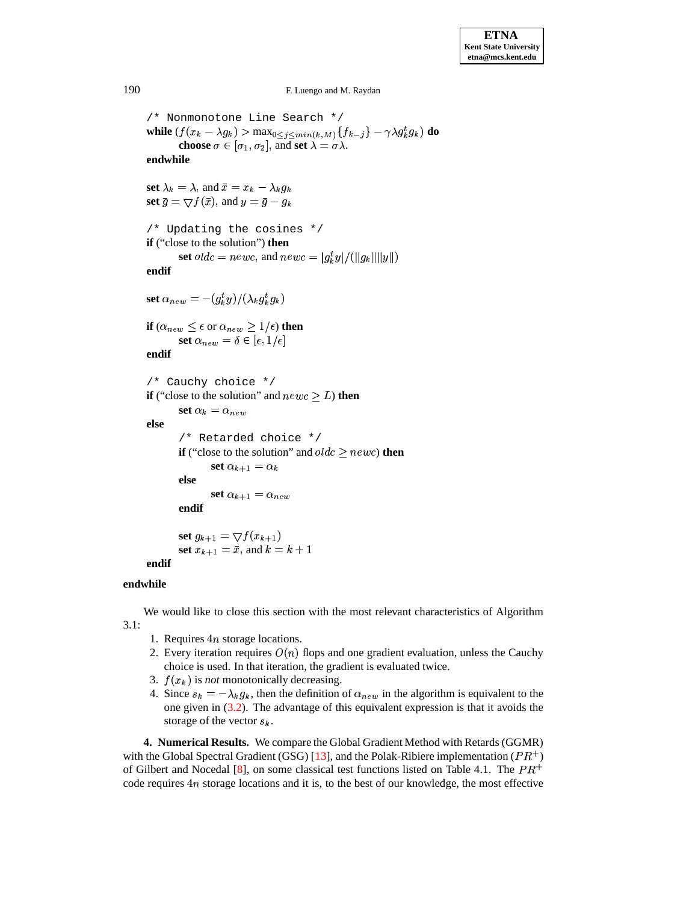```
/* Nonmonotone Line Search */
while (f(x_k − λg_k) > max_{0≤j≤min(k,M)}{f_{k−j}} − γλg_k^t g_k) do
        choose σ ∈ [σ_1, σ_2], and set λ = σλ.
endwhile

set λ_k = λ, and x̄ = x_k − λ_k g_k
set ḡ = ∇f(x̄), and y = ḡ − g_k

/* Updating the cosines */
if ("close to the solution") then
        set oldc = newc, and newc = |g_k^t y|/(||g_k|| ||y||)
endif

set α_new = −(g_k^t y)/(λ_k g_k^t g_k)

if (α_new ≤ ε or α_new ≥ 1/ε) then
        set α_new = δ ∈ [ε, 1/ε]
endif

/* Cauchy choice */
if ("close to the solution" and newc ≥ L) then
        set α_k = α_new
else
        /* Retarded choice */
        if ("close to the solution" and oldc ≥ newc) then
                set α_{k+1} = α_k
        else
                set α_{k+1} = α_new
        endif

        set g_{k+1} = ∇f(x_{k+1})
        set x_{k+1} = x̄, and k = k + 1
endif
endwhile
```

We would like to close this section with the most relevant characteristics of Algorithm 3.1:

1. Requires $4n$ storage locations.
2. Every iteration requires $O(n)$ flops and one gradient evaluation, unless the Cauchy choice is used. In that iteration, the gradient is evaluated twice.
3. $f(x_k)$ is *not* monotonically decreasing.
4. Since $s_k = -\lambda_k g_k$, then the definition of $\alpha_{new}$ in the algorithm is equivalent to the one given in (3.2). The advantage of this equivalent expression is that it avoids the storage of the vector $s_k$.

**4. Numerical Results.** We compare the Global Gradient Method with Retards (GGMR) with the Global Spectral Gradient (GSG) [13], and the Polak-Ribiere implementation ($PR^+$) of Gilbert and Nocedal [8], on some classical test functions listed on Table 4.1. The $PR^+$ code requires $4n$ storage locations and it is, to the best of our knowledge, the most effective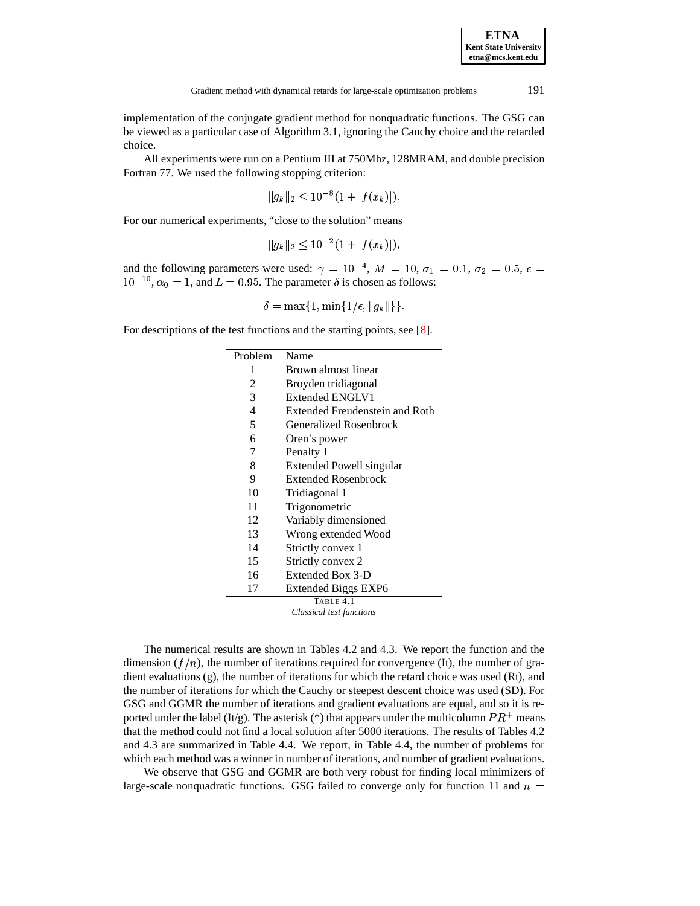implementation of the conjugate gradient method for nonquadratic functions. The GSG can be viewed as a particular case of Algorithm 3.1, ignoring the Cauchy choice and the retarded choice.

All experiments were run on a Pentium III at 750Mhz, 128MRAM, and double precision Fortran 77. We used the following stopping criterion:

$$\|g_k\|_2 \leq 10^{-8}(1 + |f(x_k)|).$$

For our numerical experiments, "close to the solution" means

$$\|g_k\|_2 \leq 10^{-2}(1 + |f(x_k)|),$$

and the following parameters were used: $\gamma = 10^{-4}$, $M = 10$, $\sigma_1 = 0.1$, $\sigma_2 = 0.5$, $\epsilon = 10^{-10}$, $\alpha_0 = 1$, and $L = 0.95$. The parameter $\delta$ is chosen as follows:

$$\delta = \max\{1, \min\{1/\epsilon, \|g_k\|\}\}.$$

For descriptions of the test functions and the starting points, see [8].

| Problem | Name |
|---|---|
| 1 | Brown almost linear |
| 2 | Broyden tridiagonal |
| 3 | Extended ENGLV1 |
| 4 | Extended Freudenstein and Roth |
| 5 | Generalized Rosenbrock |
| 6 | Oren's power |
| 7 | Penalty 1 |
| 8 | Extended Powell singular |
| 9 | Extended Rosenbrock |
| 10 | Tridiagonal 1 |
| 11 | Trigonometric |
| 12 | Variably dimensioned |
| 13 | Wrong extended Wood |
| 14 | Strictly convex 1 |
| 15 | Strictly convex 2 |
| 16 | Extended Box 3-D |
| 17 | Extended Biggs EXP6 |

TABLE 4.1
*Classical test functions*

The numerical results are shown in Tables 4.2 and 4.3. We report the function and the dimension ($f/n$), the number of iterations required for convergence (It), the number of gradient evaluations (g), the number of iterations for which the retard choice was used (Rt), and the number of iterations for which the Cauchy or steepest descent choice was used (SD). For GSG and GGMR the number of iterations and gradient evaluations are equal, and so it is reported under the label (It/g). The asterisk (*) that appears under the multicolumn $PR^+$ means that the method could not find a local solution after 5000 iterations. The results of Tables 4.2 and 4.3 are summarized in Table 4.4. We report, in Table 4.4, the number of problems for which each method was a winner in number of iterations, and number of gradient evaluations.

We observe that GSG and GGMR are both very robust for finding local minimizers of large-scale nonquadratic functions. GSG failed to converge only for function 11 and $n =$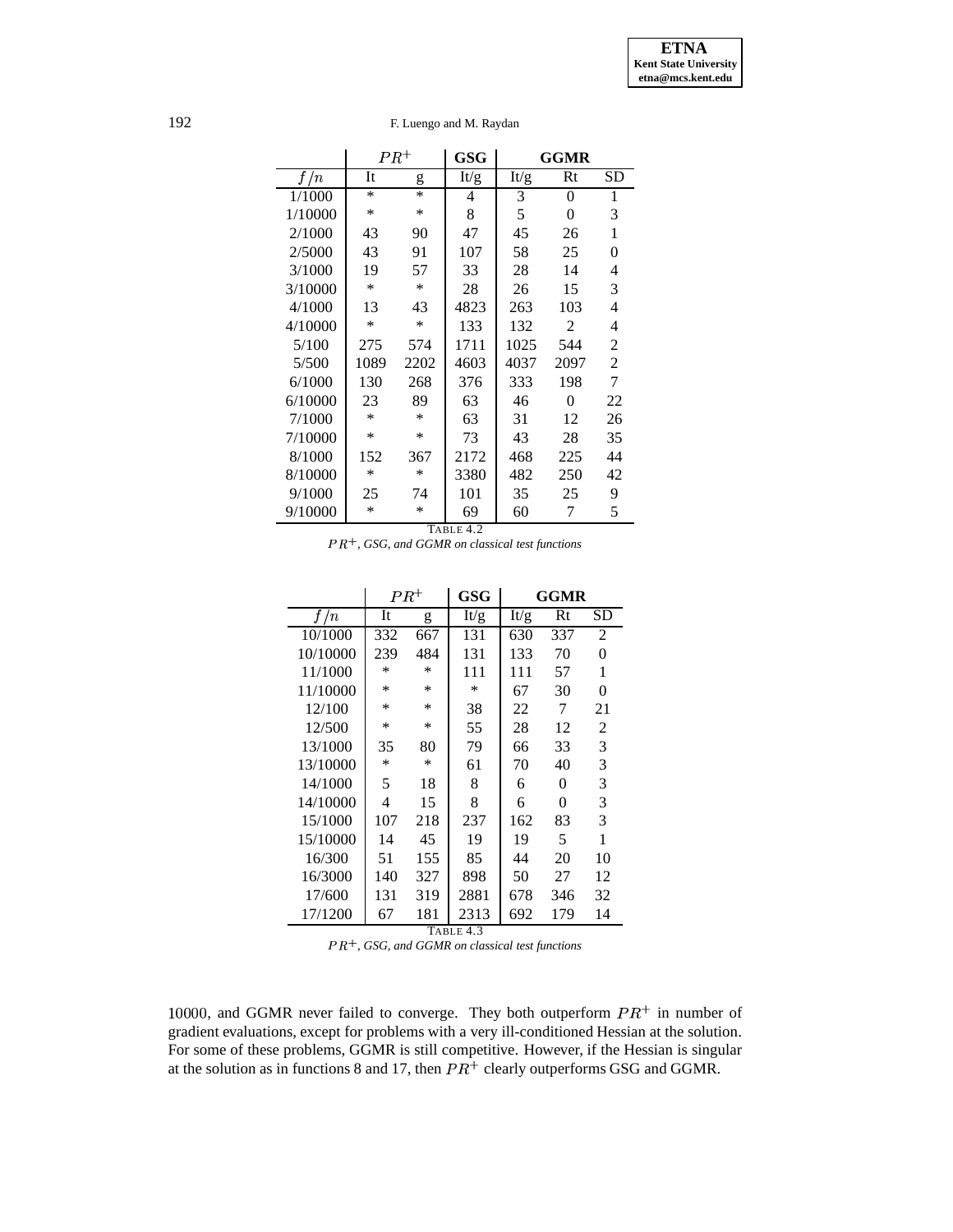| | $PR^+$ | | GSG | GGMR | | |
|---|---|---|---|---|---|---|
| $f/n$ | It | g | It/g | It/g | Rt | SD |
| 1/1000 | * | * | 4 | 3 | 0 | 1 |
| 1/10000 | * | * | 8 | 5 | 0 | 3 |
| 2/1000 | 43 | 90 | 47 | 45 | 26 | 1 |
| 2/5000 | 43 | 91 | 107 | 58 | 25 | 0 |
| 3/1000 | 19 | 57 | 33 | 28 | 14 | 4 |
| 3/10000 | * | * | 28 | 26 | 15 | 3 |
| 4/1000 | 13 | 43 | 4823 | 263 | 103 | 4 |
| 4/10000 | * | * | 133 | 132 | 2 | 4 |
| 5/100 | 275 | 574 | 1711 | 1025 | 544 | 2 |
| 5/500 | 1089 | 2202 | 4603 | 4037 | 2097 | 2 |
| 6/1000 | 130 | 268 | 376 | 333 | 198 | 7 |
| 6/10000 | 23 | 89 | 63 | 46 | 0 | 22 |
| 7/1000 | * | * | 63 | 31 | 12 | 26 |
| 7/10000 | * | * | 73 | 43 | 28 | 35 |
| 8/1000 | 152 | 367 | 2172 | 468 | 225 | 44 |
| 8/10000 | * | * | 3380 | 482 | 250 | 42 |
| 9/1000 | 25 | 74 | 101 | 35 | 25 | 9 |
| 9/10000 | * | * | 69 | 60 | 7 | 5 |

TABLE 4.2
*$PR^+$, GSG, and GGMR on classical test functions*

| | $PR^+$ | | GSG | GGMR | | |
|---|---|---|---|---|---|---|
| $f/n$ | It | g | It/g | It/g | Rt | SD |
| 10/1000 | 332 | 667 | 131 | 630 | 337 | 2 |
| 10/10000 | 239 | 484 | 131 | 133 | 70 | 0 |
| 11/1000 | * | * | 111 | 111 | 57 | 1 |
| 11/10000 | * | * | * | 67 | 30 | 0 |
| 12/100 | * | * | 38 | 22 | 7 | 21 |
| 12/500 | * | * | 55 | 28 | 12 | 2 |
| 13/1000 | 35 | 80 | 79 | 66 | 33 | 3 |
| 13/10000 | * | * | 61 | 70 | 40 | 3 |
| 14/1000 | 5 | 18 | 8 | 6 | 0 | 3 |
| 14/10000 | 4 | 15 | 8 | 6 | 0 | 3 |
| 15/1000 | 107 | 218 | 237 | 162 | 83 | 3 |
| 15/10000 | 14 | 45 | 19 | 19 | 5 | 1 |
| 16/300 | 51 | 155 | 85 | 44 | 20 | 10 |
| 16/3000 | 140 | 327 | 898 | 50 | 27 | 12 |
| 17/600 | 131 | 319 | 2881 | 678 | 346 | 32 |
| 17/1200 | 67 | 181 | 2313 | 692 | 179 | 14 |

TABLE 4.3
*$PR^+$, GSG, and GGMR on classical test functions*

10000, and GGMR never failed to converge. They both outperform $PR^+$ in number of gradient evaluations, except for problems with a very ill-conditioned Hessian at the solution. For some of these problems, GGMR is still competitive. However, if the Hessian is singular at the solution as in functions 8 and 17, then $PR^+$ clearly outperforms GSG and GGMR.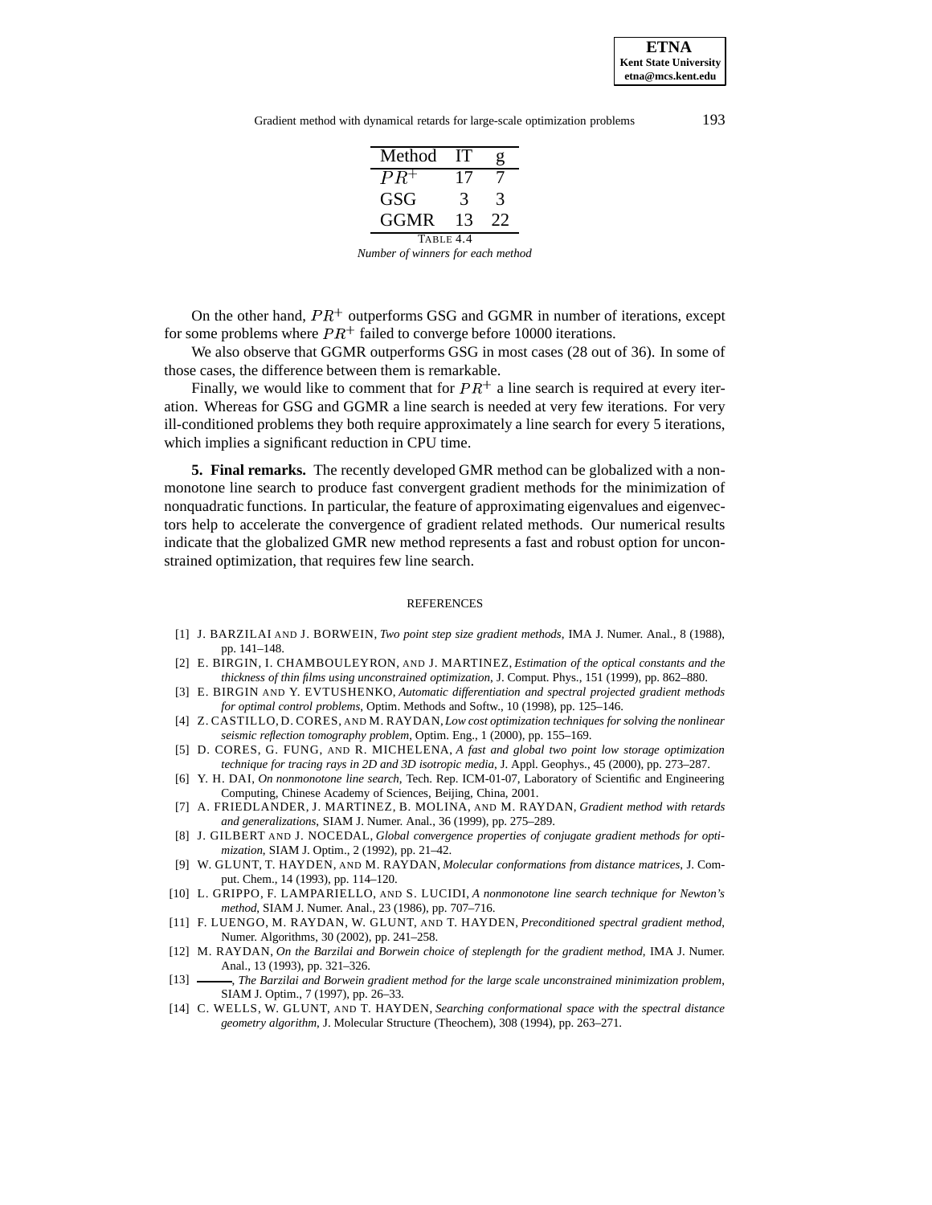| Method | IT | g |
| --- | --- | --- |
| $PR^+$ | 17 | 7 |
| GSG | 3 | 3 |
| GGMR | 13 | 22 |

TABLE 4.4
*Number of winners for each method*

On the other hand, $PR^+$ outperforms GSG and GGMR in number of iterations, except for some problems where $PR^+$ failed to converge before 10000 iterations.

We also observe that GGMR outperforms GSG in most cases (28 out of 36). In some of those cases, the difference between them is remarkable.

Finally, we would like to comment that for $PR^+$ a line search is required at every iteration. Whereas for GSG and GGMR a line search is needed at very few iterations. For very ill-conditioned problems they both require approximately a line search for every 5 iterations, which implies a significant reduction in CPU time.

**5. Final remarks.** The recently developed GMR method can be globalized with a nonmonotone line search to produce fast convergent gradient methods for the minimization of nonquadratic functions. In particular, the feature of approximating eigenvalues and eigenvectors help to accelerate the convergence of gradient related methods. Our numerical results indicate that the globalized GMR new method represents a fast and robust option for unconstrained optimization, that requires few line search.

## REFERENCES

[1] J. BARZILAI AND J. BORWEIN, *Two point step size gradient methods*, IMA J. Numer. Anal., 8 (1988), pp. 141–148.

[2] E. BIRGIN, I. CHAMBOULEYRON, AND J. MARTINEZ, *Estimation of the optical constants and the thickness of thin films using unconstrained optimization*, J. Comput. Phys., 151 (1999), pp. 862–880.

[3] E. BIRGIN AND Y. EVTUSHENKO, *Automatic differentiation and spectral projected gradient methods for optimal control problems*, Optim. Methods and Softw., 10 (1998), pp. 125–146.

[4] Z. CASTILLO, D. CORES, AND M. RAYDAN, *Low cost optimization techniques for solving the nonlinear seismic reflection tomography problem*, Optim. Eng., 1 (2000), pp. 155–169.

[5] D. CORES, G. FUNG, AND R. MICHELENA, *A fast and global two point low storage optimization technique for tracing rays in 2D and 3D isotropic media*, J. Appl. Geophys., 45 (2000), pp. 273–287.

[6] Y. H. DAI, *On nonmonotone line search*, Tech. Rep. ICM-01-07, Laboratory of Scientific and Engineering Computing, Chinese Academy of Sciences, Beijing, China, 2001.

[7] A. FRIEDLANDER, J. MARTINEZ, B. MOLINA, AND M. RAYDAN, *Gradient method with retards and generalizations*, SIAM J. Numer. Anal., 36 (1999), pp. 275–289.

[8] J. GILBERT AND J. NOCEDAL, *Global convergence properties of conjugate gradient methods for optimization*, SIAM J. Optim., 2 (1992), pp. 21–42.

[9] W. GLUNT, T. HAYDEN, AND M. RAYDAN, *Molecular conformations from distance matrices*, J. Comput. Chem., 14 (1993), pp. 114–120.

[10] L. GRIPPO, F. LAMPARIELLO, AND S. LUCIDI, *A nonmonotone line search technique for Newton's method*, SIAM J. Numer. Anal., 23 (1986), pp. 707–716.

[11] F. LUENGO, M. RAYDAN, W. GLUNT, AND T. HAYDEN, *Preconditioned spectral gradient method*, Numer. Algorithms, 30 (2002), pp. 241–258.

[12] M. RAYDAN, *On the Barzilai and Borwein choice of steplength for the gradient method*, IMA J. Numer. Anal., 13 (1993), pp. 321–326.

[13] ———, *The Barzilai and Borwein gradient method for the large scale unconstrained minimization problem*, SIAM J. Optim., 7 (1997), pp. 26–33.

[14] C. WELLS, W. GLUNT, AND T. HAYDEN, *Searching conformational space with the spectral distance geometry algorithm*, J. Molecular Structure (Theochem), 308 (1994), pp. 263–271.